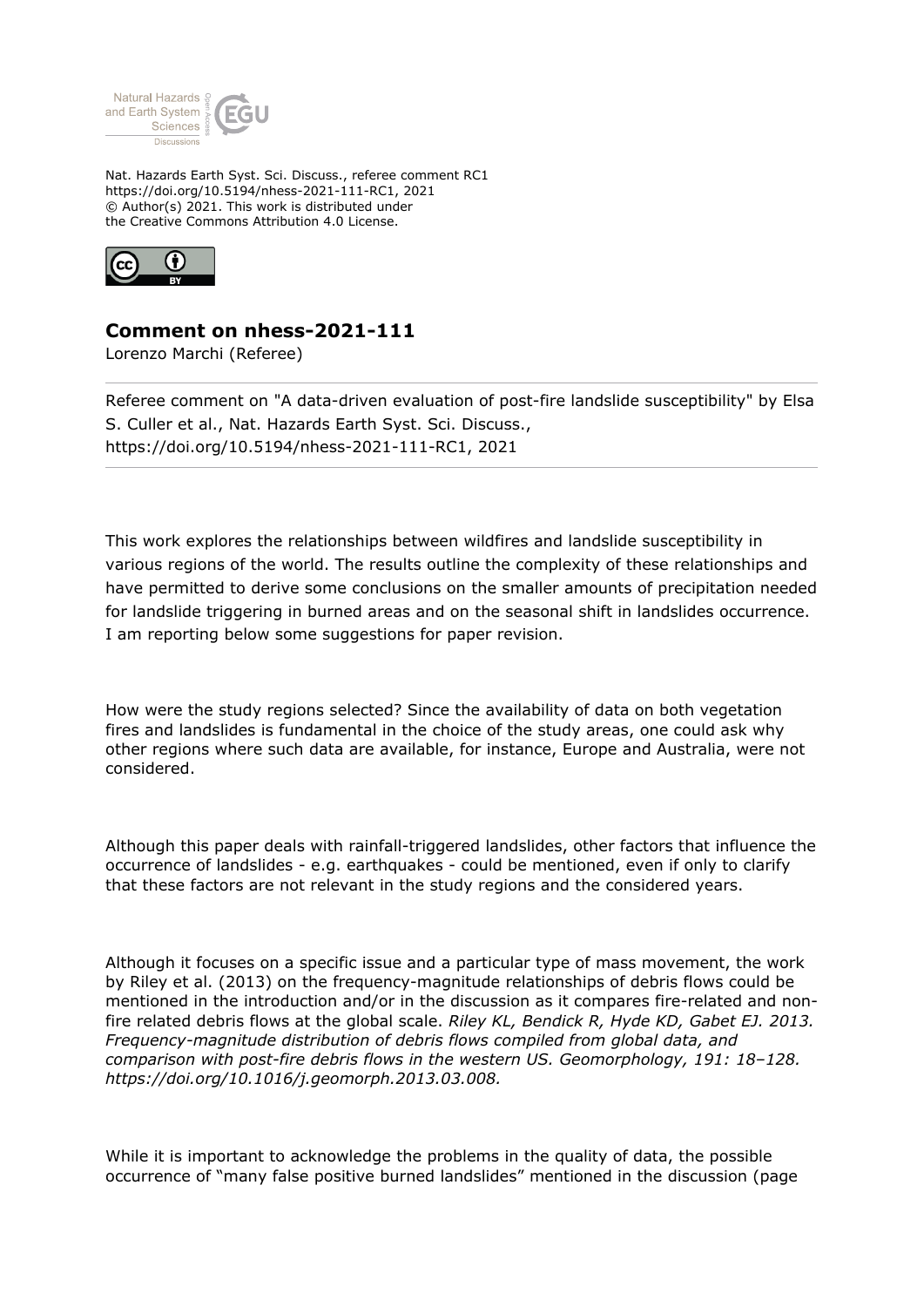Nat. Hazards Earth Syst. Sci. Discuss., referee comment RC1
https://doi.org/10.5194/nhess-2021-111-RC1, 2021
© Author(s) 2021. This work is distributed under
the Creative Commons Attribution 4.0 License.

## Comment on nhess-2021-111

Lorenzo Marchi (Referee)

Referee comment on "A data-driven evaluation of post-fire landslide susceptibility" by Elsa S. Culler et al., Nat. Hazards Earth Syst. Sci. Discuss., https://doi.org/10.5194/nhess-2021-111-RC1, 2021

This work explores the relationships between wildfires and landslide susceptibility in various regions of the world. The results outline the complexity of these relationships and have permitted to derive some conclusions on the smaller amounts of precipitation needed for landslide triggering in burned areas and on the seasonal shift in landslides occurrence. I am reporting below some suggestions for paper revision.

How were the study regions selected? Since the availability of data on both vegetation fires and landslides is fundamental in the choice of the study areas, one could ask why other regions where such data are available, for instance, Europe and Australia, were not considered.

Although this paper deals with rainfall-triggered landslides, other factors that influence the occurrence of landslides - e.g. earthquakes - could be mentioned, even if only to clarify that these factors are not relevant in the study regions and the considered years.

Although it focuses on a specific issue and a particular type of mass movement, the work by Riley et al. (2013) on the frequency-magnitude relationships of debris flows could be mentioned in the introduction and/or in the discussion as it compares fire-related and non-fire related debris flows at the global scale. *Riley KL, Bendick R, Hyde KD, Gabet EJ. 2013. Frequency-magnitude distribution of debris flows compiled from global data, and comparison with post-fire debris flows in the western US. Geomorphology, 191: 18–128. https://doi.org/10.1016/j.geomorph.2013.03.008.*

While it is important to acknowledge the problems in the quality of data, the possible occurrence of "many false positive burned landslides" mentioned in the discussion (page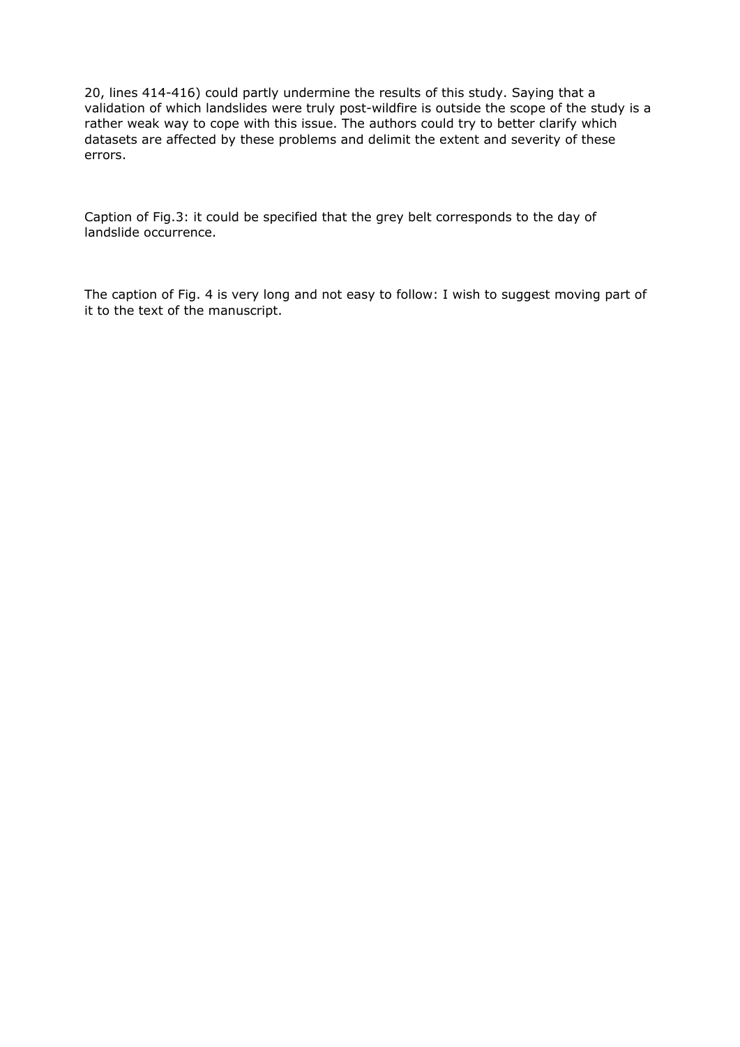20, lines 414-416) could partly undermine the results of this study. Saying that a validation of which landslides were truly post-wildfire is outside the scope of the study is a rather weak way to cope with this issue. The authors could try to better clarify which datasets are affected by these problems and delimit the extent and severity of these errors.

Caption of Fig.3: it could be specified that the grey belt corresponds to the day of landslide occurrence.

The caption of Fig. 4 is very long and not easy to follow: I wish to suggest moving part of it to the text of the manuscript.